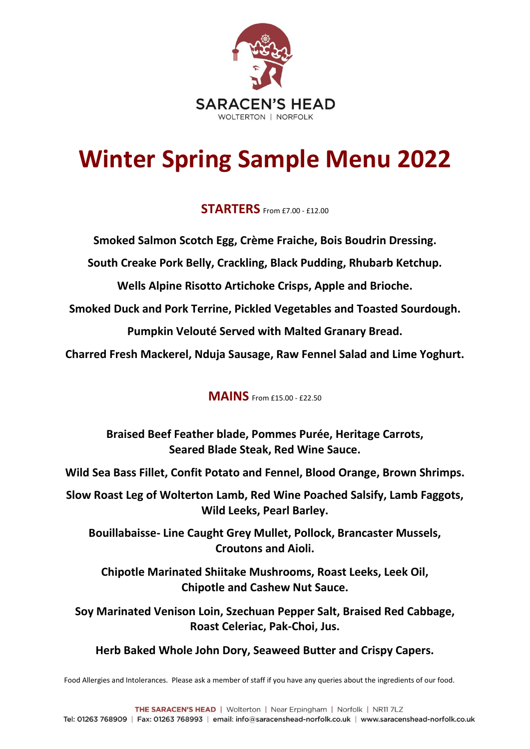SARACEN'S HEAD

WOLTERTON | NORFOLK

# Winter Spring Sample Menu 2022

## STARTERS From £7.00 - £12.00

**Smoked Salmon Scotch Egg, Crème Fraiche, Bois Boudrin Dressing.**

**South Creake Pork Belly, Crackling, Black Pudding, Rhubarb Ketchup.**

**Wells Alpine Risotto Artichoke Crisps, Apple and Brioche.**

**Smoked Duck and Pork Terrine, Pickled Vegetables and Toasted Sourdough.**

**Pumpkin Velouté Served with Malted Granary Bread.**

**Charred Fresh Mackerel, Nduja Sausage, Raw Fennel Salad and Lime Yoghurt.**

## MAINS From £15.00 - £22.50

**Braised Beef Feather blade, Pommes Purée, Heritage Carrots, Seared Blade Steak, Red Wine Sauce.**

**Wild Sea Bass Fillet, Confit Potato and Fennel, Blood Orange, Brown Shrimps.**

**Slow Roast Leg of Wolterton Lamb, Red Wine Poached Salsify, Lamb Faggots, Wild Leeks, Pearl Barley.**

**Bouillabaisse- Line Caught Grey Mullet, Pollock, Brancaster Mussels, Croutons and Aioli.**

**Chipotle Marinated Shiitake Mushrooms, Roast Leeks, Leek Oil, Chipotle and Cashew Nut Sauce.**

**Soy Marinated Venison Loin, Szechuan Pepper Salt, Braised Red Cabbage, Roast Celeriac, Pak-Choi, Jus.**

**Herb Baked Whole John Dory, Seaweed Butter and Crispy Capers.**

Food Allergies and Intolerances. Please ask a member of staff if you have any queries about the ingredients of our food.

THE SARACEN'S HEAD | Wolterton | Near Erpingham | Norfolk | NR11 7LZ
Tel: 01263 768909 | Fax: 01263 768993 | email: info@saracenshead-norfolk.co.uk | www.saracenshead-norfolk.co.uk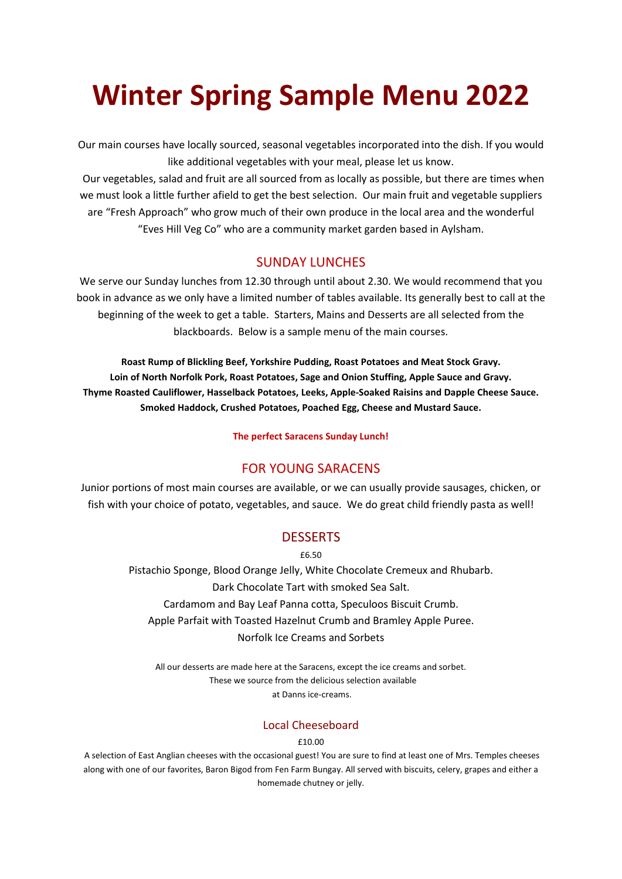# Winter Spring Sample Menu 2022

Our main courses have locally sourced, seasonal vegetables incorporated into the dish. If you would like additional vegetables with your meal, please let us know.

Our vegetables, salad and fruit are all sourced from as locally as possible, but there are times when we must look a little further afield to get the best selection. Our main fruit and vegetable suppliers are "Fresh Approach" who grow much of their own produce in the local area and the wonderful "Eves Hill Veg Co" who are a community market garden based in Aylsham.

## SUNDAY LUNCHES

We serve our Sunday lunches from 12.30 through until about 2.30. We would recommend that you book in advance as we only have a limited number of tables available. Its generally best to call at the beginning of the week to get a table. Starters, Mains and Desserts are all selected from the blackboards. Below is a sample menu of the main courses.

**Roast Rump of Blickling Beef, Yorkshire Pudding, Roast Potatoes and Meat Stock Gravy.**
**Loin of North Norfolk Pork, Roast Potatoes, Sage and Onion Stuffing, Apple Sauce and Gravy.**
**Thyme Roasted Cauliflower, Hasselback Potatoes, Leeks, Apple-Soaked Raisins and Dapple Cheese Sauce.**
**Smoked Haddock, Crushed Potatoes, Poached Egg, Cheese and Mustard Sauce.**

**The perfect Saracens Sunday Lunch!**

## FOR YOUNG SARACENS

Junior portions of most main courses are available, or we can usually provide sausages, chicken, or fish with your choice of potato, vegetables, and sauce. We do great child friendly pasta as well!

## DESSERTS

£6.50

Pistachio Sponge, Blood Orange Jelly, White Chocolate Cremeux and Rhubarb.
Dark Chocolate Tart with smoked Sea Salt.
Cardamom and Bay Leaf Panna cotta, Speculoos Biscuit Crumb.
Apple Parfait with Toasted Hazelnut Crumb and Bramley Apple Puree.
Norfolk Ice Creams and Sorbets

All our desserts are made here at the Saracens, except the ice creams and sorbet. These we source from the delicious selection available at Danns ice-creams.

### Local Cheeseboard

£10.00

A selection of East Anglian cheeses with the occasional guest! You are sure to find at least one of Mrs. Temples cheeses along with one of our favorites, Baron Bigod from Fen Farm Bungay. All served with biscuits, celery, grapes and either a homemade chutney or jelly.